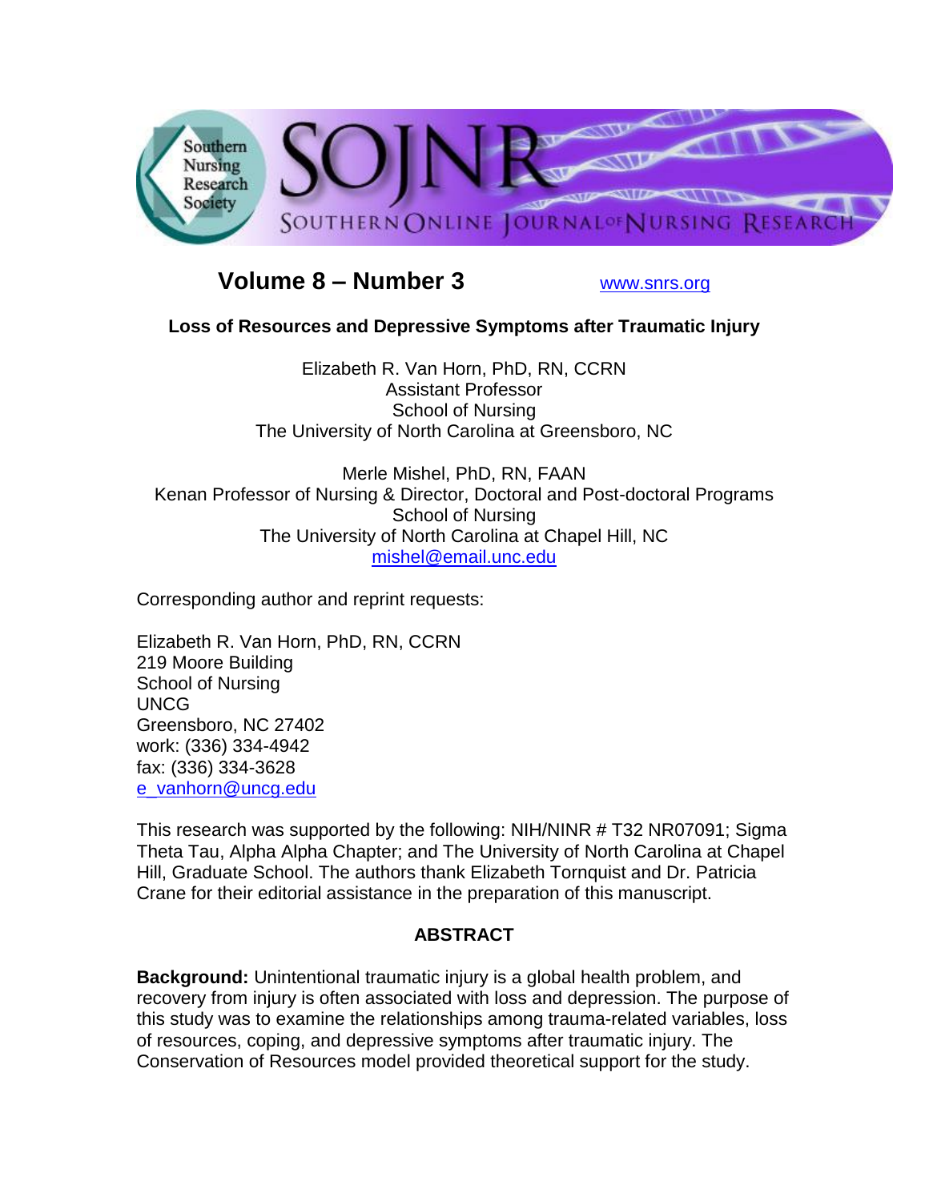Southern Nursing Research Society

SOJNR — Southern Online Journal of Nursing Research

**Volume 8 – Number 3** www.snrs.org

## Loss of Resources and Depressive Symptoms after Traumatic Injury

Elizabeth R. Van Horn, PhD, RN, CCRN
Assistant Professor
School of Nursing
The University of North Carolina at Greensboro, NC

Merle Mishel, PhD, RN, FAAN
Kenan Professor of Nursing & Director, Doctoral and Post-doctoral Programs
School of Nursing
The University of North Carolina at Chapel Hill, NC
mishel@email.unc.edu

Corresponding author and reprint requests:

Elizabeth R. Van Horn, PhD, RN, CCRN
219 Moore Building
School of Nursing
UNCG
Greensboro, NC 27402
work: (336) 334-4942
fax: (336) 334-3628
e_vanhorn@uncg.edu

This research was supported by the following: NIH/NINR # T32 NR07091; Sigma Theta Tau, Alpha Alpha Chapter; and The University of North Carolina at Chapel Hill, Graduate School. The authors thank Elizabeth Tornquist and Dr. Patricia Crane for their editorial assistance in the preparation of this manuscript.

### ABSTRACT

**Background:** Unintentional traumatic injury is a global health problem, and recovery from injury is often associated with loss and depression. The purpose of this study was to examine the relationships among trauma-related variables, loss of resources, coping, and depressive symptoms after traumatic injury. The Conservation of Resources model provided theoretical support for the study.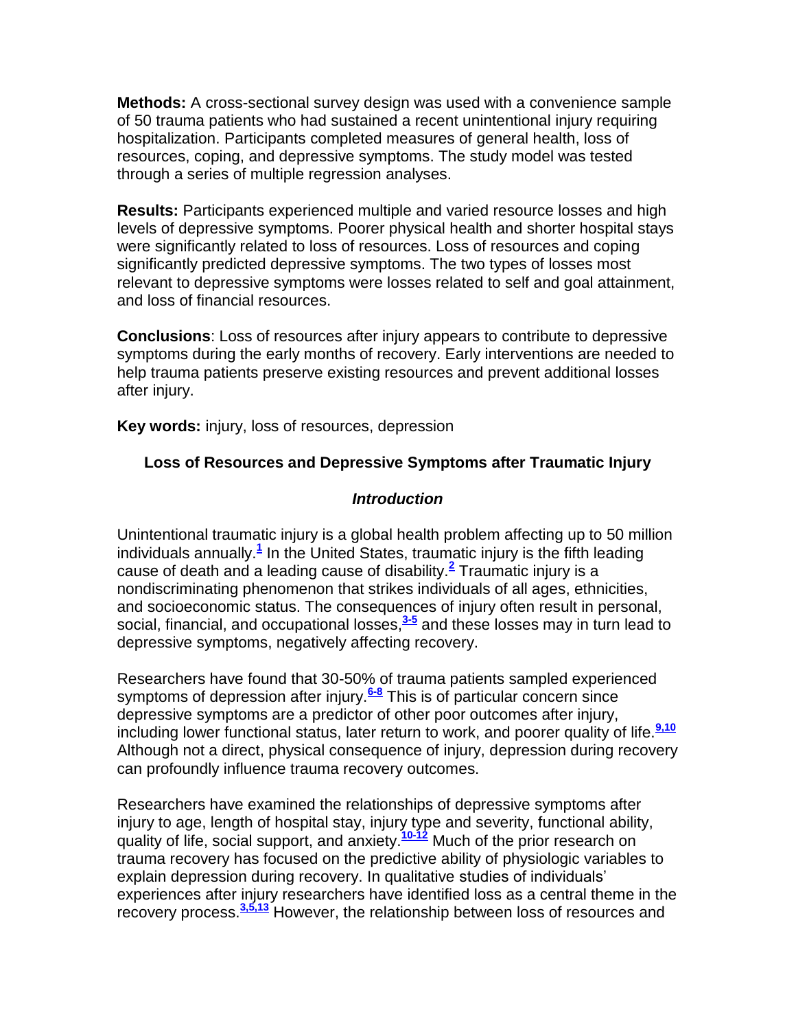**Methods:** A cross-sectional survey design was used with a convenience sample of 50 trauma patients who had sustained a recent unintentional injury requiring hospitalization. Participants completed measures of general health, loss of resources, coping, and depressive symptoms. The study model was tested through a series of multiple regression analyses.

**Results:** Participants experienced multiple and varied resource losses and high levels of depressive symptoms. Poorer physical health and shorter hospital stays were significantly related to loss of resources. Loss of resources and coping significantly predicted depressive symptoms. The two types of losses most relevant to depressive symptoms were losses related to self and goal attainment, and loss of financial resources.

**Conclusions**: Loss of resources after injury appears to contribute to depressive symptoms during the early months of recovery. Early interventions are needed to help trauma patients preserve existing resources and prevent additional losses after injury.

**Key words:** injury, loss of resources, depression

## Loss of Resources and Depressive Symptoms after Traumatic Injury

### *Introduction*

Unintentional traumatic injury is a global health problem affecting up to 50 million individuals annually.[1] In the United States, traumatic injury is the fifth leading cause of death and a leading cause of disability.[2] Traumatic injury is a nondiscriminating phenomenon that strikes individuals of all ages, ethnicities, and socioeconomic status. The consequences of injury often result in personal, social, financial, and occupational losses,[3-5] and these losses may in turn lead to depressive symptoms, negatively affecting recovery.

Researchers have found that 30-50% of trauma patients sampled experienced symptoms of depression after injury.[6-8] This is of particular concern since depressive symptoms are a predictor of other poor outcomes after injury, including lower functional status, later return to work, and poorer quality of life.[9,10] Although not a direct, physical consequence of injury, depression during recovery can profoundly influence trauma recovery outcomes.

Researchers have examined the relationships of depressive symptoms after injury to age, length of hospital stay, injury type and severity, functional ability, quality of life, social support, and anxiety.[10-12] Much of the prior research on trauma recovery has focused on the predictive ability of physiologic variables to explain depression during recovery. In qualitative studies of individuals' experiences after injury researchers have identified loss as a central theme in the recovery process.[3,5,13] However, the relationship between loss of resources and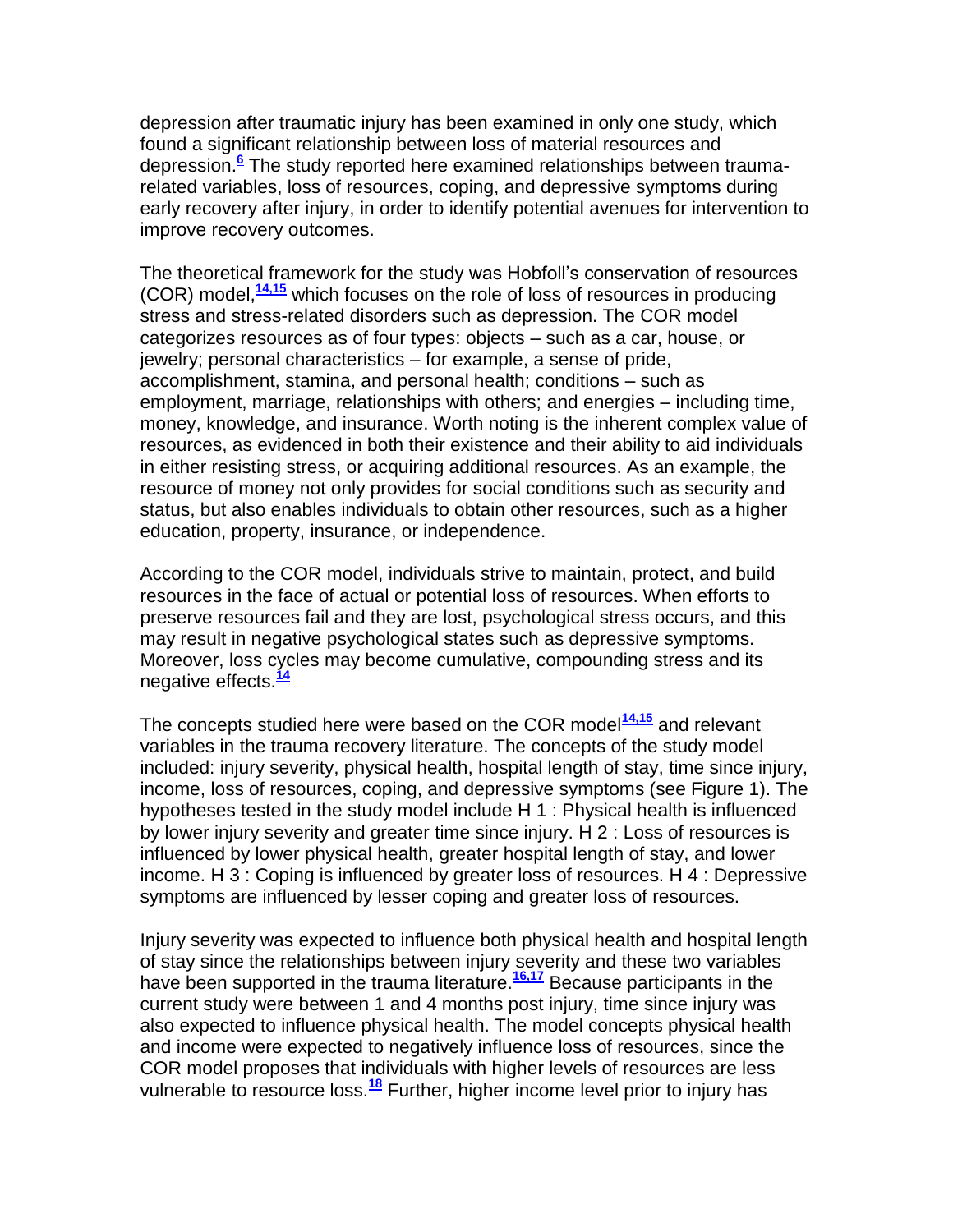depression after traumatic injury has been examined in only one study, which found a significant relationship between loss of material resources and depression.[6] The study reported here examined relationships between trauma-related variables, loss of resources, coping, and depressive symptoms during early recovery after injury, in order to identify potential avenues for intervention to improve recovery outcomes.

The theoretical framework for the study was Hobfoll's conservation of resources (COR) model,[14,15] which focuses on the role of loss of resources in producing stress and stress-related disorders such as depression. The COR model categorizes resources as of four types: objects – such as a car, house, or jewelry; personal characteristics – for example, a sense of pride, accomplishment, stamina, and personal health; conditions – such as employment, marriage, relationships with others; and energies – including time, money, knowledge, and insurance. Worth noting is the inherent complex value of resources, as evidenced in both their existence and their ability to aid individuals in either resisting stress, or acquiring additional resources. As an example, the resource of money not only provides for social conditions such as security and status, but also enables individuals to obtain other resources, such as a higher education, property, insurance, or independence.

According to the COR model, individuals strive to maintain, protect, and build resources in the face of actual or potential loss of resources. When efforts to preserve resources fail and they are lost, psychological stress occurs, and this may result in negative psychological states such as depressive symptoms. Moreover, loss cycles may become cumulative, compounding stress and its negative effects.[14]

The concepts studied here were based on the COR model[14,15] and relevant variables in the trauma recovery literature. The concepts of the study model included: injury severity, physical health, hospital length of stay, time since injury, income, loss of resources, coping, and depressive symptoms (see Figure 1). The hypotheses tested in the study model include H 1 : Physical health is influenced by lower injury severity and greater time since injury. H 2 : Loss of resources is influenced by lower physical health, greater hospital length of stay, and lower income. H 3 : Coping is influenced by greater loss of resources. H 4 : Depressive symptoms are influenced by lesser coping and greater loss of resources.

Injury severity was expected to influence both physical health and hospital length of stay since the relationships between injury severity and these two variables have been supported in the trauma literature.[16,17] Because participants in the current study were between 1 and 4 months post injury, time since injury was also expected to influence physical health. The model concepts physical health and income were expected to negatively influence loss of resources, since the COR model proposes that individuals with higher levels of resources are less vulnerable to resource loss.[18] Further, higher income level prior to injury has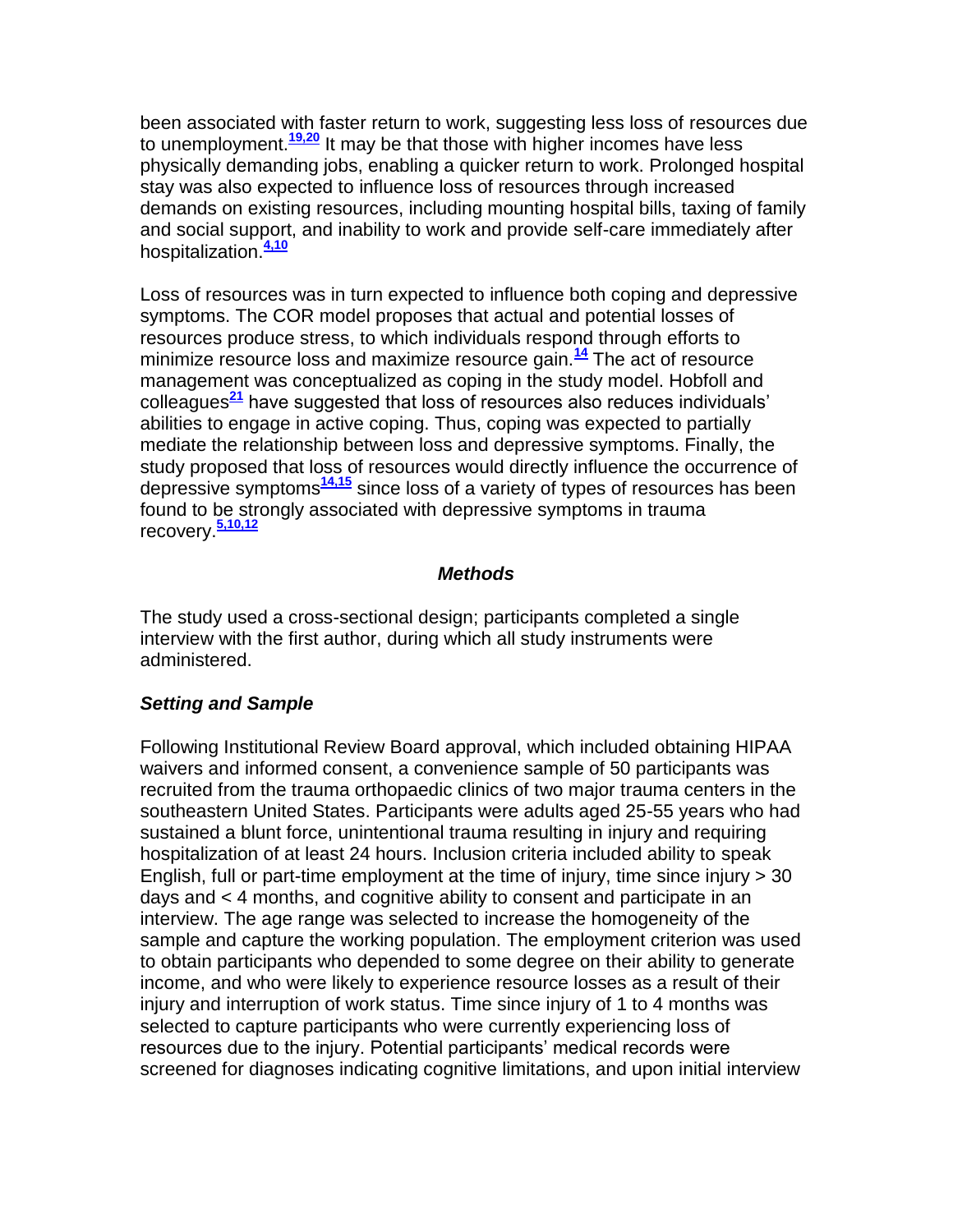been associated with faster return to work, suggesting less loss of resources due to unemployment.[19,20] It may be that those with higher incomes have less physically demanding jobs, enabling a quicker return to work. Prolonged hospital stay was also expected to influence loss of resources through increased demands on existing resources, including mounting hospital bills, taxing of family and social support, and inability to work and provide self-care immediately after hospitalization.[4,10]

Loss of resources was in turn expected to influence both coping and depressive symptoms. The COR model proposes that actual and potential losses of resources produce stress, to which individuals respond through efforts to minimize resource loss and maximize resource gain.[14] The act of resource management was conceptualized as coping in the study model. Hobfoll and colleagues[21] have suggested that loss of resources also reduces individuals' abilities to engage in active coping. Thus, coping was expected to partially mediate the relationship between loss and depressive symptoms. Finally, the study proposed that loss of resources would directly influence the occurrence of depressive symptoms[14,15] since loss of a variety of types of resources has been found to be strongly associated with depressive symptoms in trauma recovery.[5,10,12]

## *Methods*

The study used a cross-sectional design; participants completed a single interview with the first author, during which all study instruments were administered.

### *Setting and Sample*

Following Institutional Review Board approval, which included obtaining HIPAA waivers and informed consent, a convenience sample of 50 participants was recruited from the trauma orthopaedic clinics of two major trauma centers in the southeastern United States. Participants were adults aged 25-55 years who had sustained a blunt force, unintentional trauma resulting in injury and requiring hospitalization of at least 24 hours. Inclusion criteria included ability to speak English, full or part-time employment at the time of injury, time since injury > 30 days and < 4 months, and cognitive ability to consent and participate in an interview. The age range was selected to increase the homogeneity of the sample and capture the working population. The employment criterion was used to obtain participants who depended to some degree on their ability to generate income, and who were likely to experience resource losses as a result of their injury and interruption of work status. Time since injury of 1 to 4 months was selected to capture participants who were currently experiencing loss of resources due to the injury. Potential participants' medical records were screened for diagnoses indicating cognitive limitations, and upon initial interview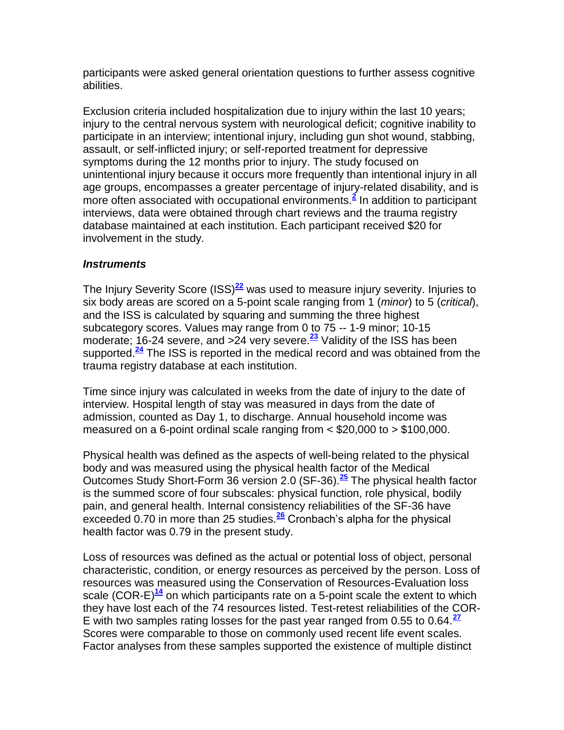participants were asked general orientation questions to further assess cognitive abilities.

Exclusion criteria included hospitalization due to injury within the last 10 years; injury to the central nervous system with neurological deficit; cognitive inability to participate in an interview; intentional injury, including gun shot wound, stabbing, assault, or self-inflicted injury; or self-reported treatment for depressive symptoms during the 12 months prior to injury. The study focused on unintentional injury because it occurs more frequently than intentional injury in all age groups, encompasses a greater percentage of injury-related disability, and is more often associated with occupational environments.[2] In addition to participant interviews, data were obtained through chart reviews and the trauma registry database maintained at each institution. Each participant received $20 for involvement in the study.

### *Instruments*

The Injury Severity Score (ISS)[22] was used to measure injury severity. Injuries to six body areas are scored on a 5-point scale ranging from 1 (*minor*) to 5 (*critical*), and the ISS is calculated by squaring and summing the three highest subcategory scores. Values may range from 0 to 75 -- 1-9 minor; 10-15 moderate; 16-24 severe, and >24 very severe.[23] Validity of the ISS has been supported.[24] The ISS is reported in the medical record and was obtained from the trauma registry database at each institution.

Time since injury was calculated in weeks from the date of injury to the date of interview. Hospital length of stay was measured in days from the date of admission, counted as Day 1, to discharge. Annual household income was measured on a 6-point ordinal scale ranging from < $20,000 to > $100,000.

Physical health was defined as the aspects of well-being related to the physical body and was measured using the physical health factor of the Medical Outcomes Study Short-Form 36 version 2.0 (SF-36).[25] The physical health factor is the summed score of four subscales: physical function, role physical, bodily pain, and general health. Internal consistency reliabilities of the SF-36 have exceeded 0.70 in more than 25 studies.[26] Cronbach's alpha for the physical health factor was 0.79 in the present study.

Loss of resources was defined as the actual or potential loss of object, personal characteristic, condition, or energy resources as perceived by the person. Loss of resources was measured using the Conservation of Resources-Evaluation loss scale (COR-E)[14] on which participants rate on a 5-point scale the extent to which they have lost each of the 74 resources listed. Test-retest reliabilities of the COR-E with two samples rating losses for the past year ranged from 0.55 to 0.64.[27] Scores were comparable to those on commonly used recent life event scales. Factor analyses from these samples supported the existence of multiple distinct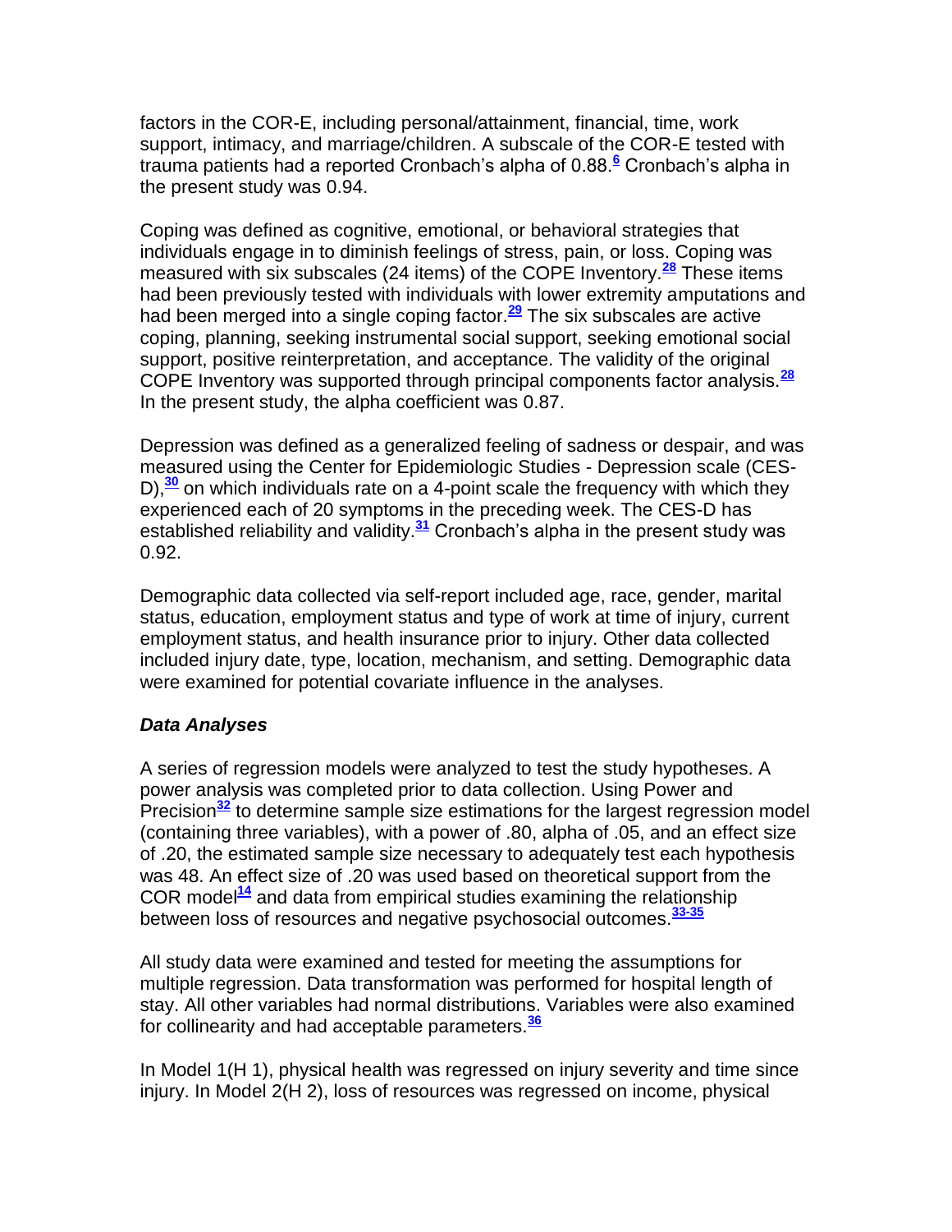factors in the COR-E, including personal/attainment, financial, time, work support, intimacy, and marriage/children. A subscale of the COR-E tested with trauma patients had a reported Cronbach's alpha of 0.88.[6] Cronbach's alpha in the present study was 0.94.

Coping was defined as cognitive, emotional, or behavioral strategies that individuals engage in to diminish feelings of stress, pain, or loss. Coping was measured with six subscales (24 items) of the COPE Inventory.[28] These items had been previously tested with individuals with lower extremity amputations and had been merged into a single coping factor.[29] The six subscales are active coping, planning, seeking instrumental social support, seeking emotional social support, positive reinterpretation, and acceptance. The validity of the original COPE Inventory was supported through principal components factor analysis.[28] In the present study, the alpha coefficient was 0.87.

Depression was defined as a generalized feeling of sadness or despair, and was measured using the Center for Epidemiologic Studies - Depression scale (CES-D),[30] on which individuals rate on a 4-point scale the frequency with which they experienced each of 20 symptoms in the preceding week. The CES-D has established reliability and validity.[31] Cronbach's alpha in the present study was 0.92.

Demographic data collected via self-report included age, race, gender, marital status, education, employment status and type of work at time of injury, current employment status, and health insurance prior to injury. Other data collected included injury date, type, location, mechanism, and setting. Demographic data were examined for potential covariate influence in the analyses.

### *Data Analyses*

A series of regression models were analyzed to test the study hypotheses. A power analysis was completed prior to data collection. Using Power and Precision[32] to determine sample size estimations for the largest regression model (containing three variables), with a power of .80, alpha of .05, and an effect size of .20, the estimated sample size necessary to adequately test each hypothesis was 48. An effect size of .20 was used based on theoretical support from the COR model[14] and data from empirical studies examining the relationship between loss of resources and negative psychosocial outcomes.[33-35]

All study data were examined and tested for meeting the assumptions for multiple regression. Data transformation was performed for hospital length of stay. All other variables had normal distributions. Variables were also examined for collinearity and had acceptable parameters.[36]

In Model 1(H 1), physical health was regressed on injury severity and time since injury. In Model 2(H 2), loss of resources was regressed on income, physical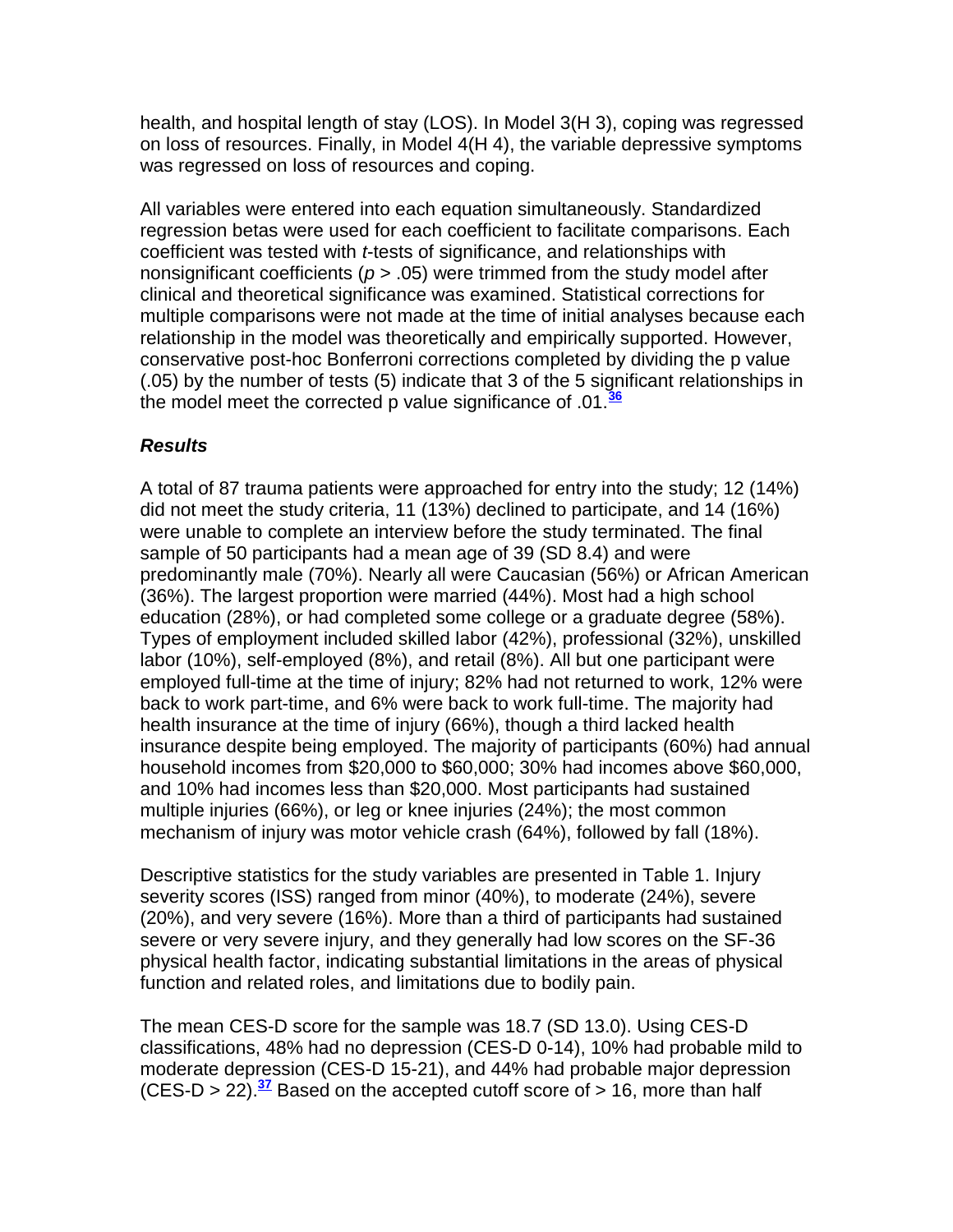health, and hospital length of stay (LOS). In Model 3(H 3), coping was regressed on loss of resources. Finally, in Model 4(H 4), the variable depressive symptoms was regressed on loss of resources and coping.

All variables were entered into each equation simultaneously. Standardized regression betas were used for each coefficient to facilitate comparisons. Each coefficient was tested with *t*-tests of significance, and relationships with nonsignificant coefficients ($p > .05$) were trimmed from the study model after clinical and theoretical significance was examined. Statistical corrections for multiple comparisons were not made at the time of initial analyses because each relationship in the model was theoretically and empirically supported. However, conservative post-hoc Bonferroni corrections completed by dividing the p value (.05) by the number of tests (5) indicate that 3 of the 5 significant relationships in the model meet the corrected p value significance of .01.[36]

### *Results*

A total of 87 trauma patients were approached for entry into the study; 12 (14%) did not meet the study criteria, 11 (13%) declined to participate, and 14 (16%) were unable to complete an interview before the study terminated. The final sample of 50 participants had a mean age of 39 (SD 8.4) and were predominantly male (70%). Nearly all were Caucasian (56%) or African American (36%). The largest proportion were married (44%). Most had a high school education (28%), or had completed some college or a graduate degree (58%). Types of employment included skilled labor (42%), professional (32%), unskilled labor (10%), self-employed (8%), and retail (8%). All but one participant were employed full-time at the time of injury; 82% had not returned to work, 12% were back to work part-time, and 6% were back to work full-time. The majority had health insurance at the time of injury (66%), though a third lacked health insurance despite being employed. The majority of participants (60%) had annual household incomes from $20,000 to $60,000; 30% had incomes above $60,000, and 10% had incomes less than $20,000. Most participants had sustained multiple injuries (66%), or leg or knee injuries (24%); the most common mechanism of injury was motor vehicle crash (64%), followed by fall (18%).

Descriptive statistics for the study variables are presented in Table 1. Injury severity scores (ISS) ranged from minor (40%), to moderate (24%), severe (20%), and very severe (16%). More than a third of participants had sustained severe or very severe injury, and they generally had low scores on the SF-36 physical health factor, indicating substantial limitations in the areas of physical function and related roles, and limitations due to bodily pain.

The mean CES-D score for the sample was 18.7 (SD 13.0). Using CES-D classifications, 48% had no depression (CES-D 0-14), 10% had probable mild to moderate depression (CES-D 15-21), and 44% had probable major depression (CES-D > 22).[37] Based on the accepted cutoff score of > 16, more than half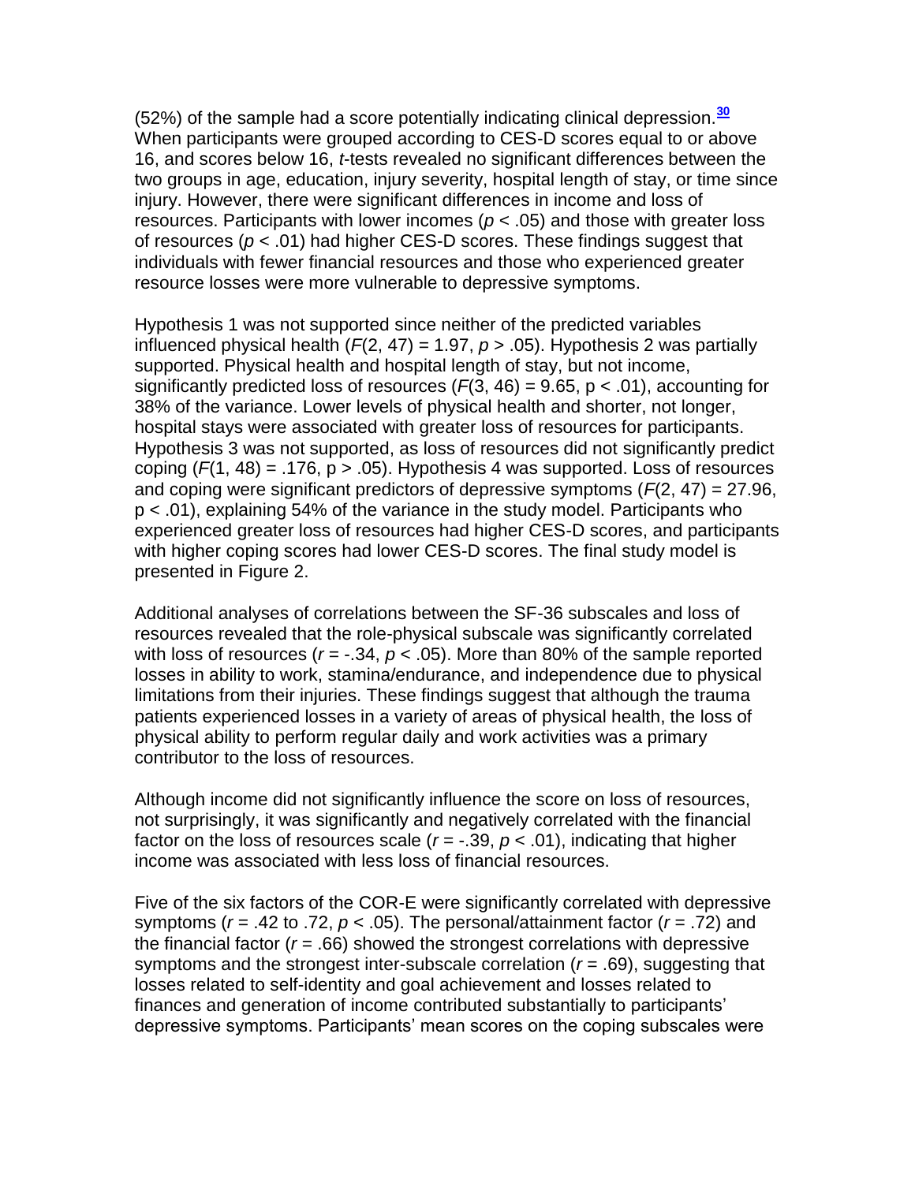(52%) of the sample had a score potentially indicating clinical depression.[30] When participants were grouped according to CES-D scores equal to or above 16, and scores below 16, *t*-tests revealed no significant differences between the two groups in age, education, injury severity, hospital length of stay, or time since injury. However, there were significant differences in income and loss of resources. Participants with lower incomes ($p < .05$) and those with greater loss of resources ($p < .01$) had higher CES-D scores. These findings suggest that individuals with fewer financial resources and those who experienced greater resource losses were more vulnerable to depressive symptoms.

Hypothesis 1 was not supported since neither of the predicted variables influenced physical health ($F(2, 47) = 1.97$, $p > .05$). Hypothesis 2 was partially supported. Physical health and hospital length of stay, but not income, significantly predicted loss of resources ($F(3, 46) = 9.65$, $p < .01$), accounting for 38% of the variance. Lower levels of physical health and shorter, not longer, hospital stays were associated with greater loss of resources for participants. Hypothesis 3 was not supported, as loss of resources did not significantly predict coping ($F(1, 48) = .176$, $p > .05$). Hypothesis 4 was supported. Loss of resources and coping were significant predictors of depressive symptoms ($F(2, 47) = 27.96$, $p < .01$), explaining 54% of the variance in the study model. Participants who experienced greater loss of resources had higher CES-D scores, and participants with higher coping scores had lower CES-D scores. The final study model is presented in Figure 2.

Additional analyses of correlations between the SF-36 subscales and loss of resources revealed that the role-physical subscale was significantly correlated with loss of resources ($r = -.34$, $p < .05$). More than 80% of the sample reported losses in ability to work, stamina/endurance, and independence due to physical limitations from their injuries. These findings suggest that although the trauma patients experienced losses in a variety of areas of physical health, the loss of physical ability to perform regular daily and work activities was a primary contributor to the loss of resources.

Although income did not significantly influence the score on loss of resources, not surprisingly, it was significantly and negatively correlated with the financial factor on the loss of resources scale ($r = -.39$, $p < .01$), indicating that higher income was associated with less loss of financial resources.

Five of the six factors of the COR-E were significantly correlated with depressive symptoms ($r = .42$ to $.72$, $p < .05$). The personal/attainment factor ($r = .72$) and the financial factor ($r = .66$) showed the strongest correlations with depressive symptoms and the strongest inter-subscale correlation ($r = .69$), suggesting that losses related to self-identity and goal achievement and losses related to finances and generation of income contributed substantially to participants' depressive symptoms. Participants' mean scores on the coping subscales were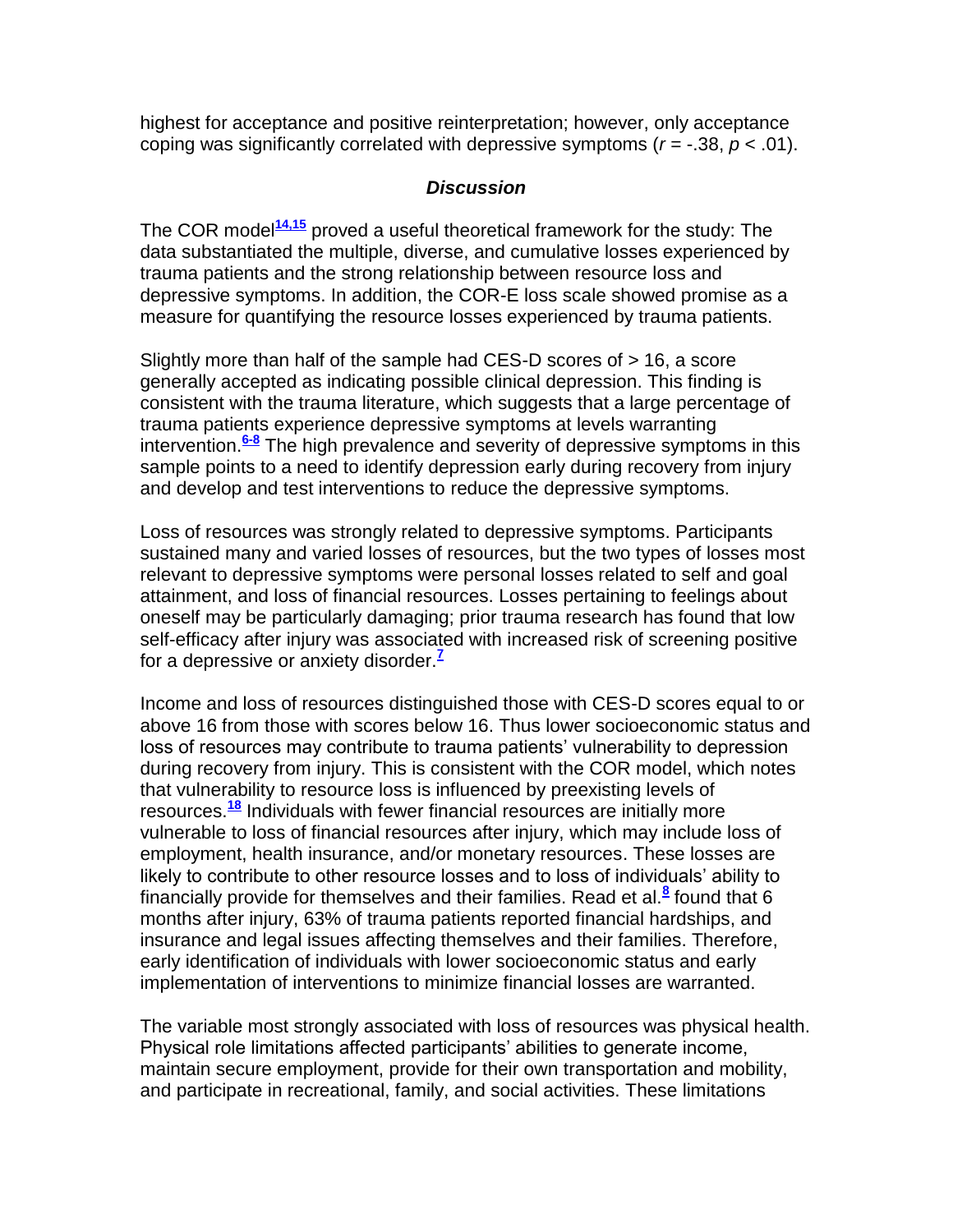highest for acceptance and positive reinterpretation; however, only acceptance coping was significantly correlated with depressive symptoms ($r = -.38$, $p < .01$).

### *Discussion*

The COR model[14,15] proved a useful theoretical framework for the study: The data substantiated the multiple, diverse, and cumulative losses experienced by trauma patients and the strong relationship between resource loss and depressive symptoms. In addition, the COR-E loss scale showed promise as a measure for quantifying the resource losses experienced by trauma patients.

Slightly more than half of the sample had CES-D scores of > 16, a score generally accepted as indicating possible clinical depression. This finding is consistent with the trauma literature, which suggests that a large percentage of trauma patients experience depressive symptoms at levels warranting intervention.[6-8] The high prevalence and severity of depressive symptoms in this sample points to a need to identify depression early during recovery from injury and develop and test interventions to reduce the depressive symptoms.

Loss of resources was strongly related to depressive symptoms. Participants sustained many and varied losses of resources, but the two types of losses most relevant to depressive symptoms were personal losses related to self and goal attainment, and loss of financial resources. Losses pertaining to feelings about oneself may be particularly damaging; prior trauma research has found that low self-efficacy after injury was associated with increased risk of screening positive for a depressive or anxiety disorder.[7]

Income and loss of resources distinguished those with CES-D scores equal to or above 16 from those with scores below 16. Thus lower socioeconomic status and loss of resources may contribute to trauma patients' vulnerability to depression during recovery from injury. This is consistent with the COR model, which notes that vulnerability to resource loss is influenced by preexisting levels of resources.[18] Individuals with fewer financial resources are initially more vulnerable to loss of financial resources after injury, which may include loss of employment, health insurance, and/or monetary resources. These losses are likely to contribute to other resource losses and to loss of individuals' ability to financially provide for themselves and their families. Read et al.[8] found that 6 months after injury, 63% of trauma patients reported financial hardships, and insurance and legal issues affecting themselves and their families. Therefore, early identification of individuals with lower socioeconomic status and early implementation of interventions to minimize financial losses are warranted.

The variable most strongly associated with loss of resources was physical health. Physical role limitations affected participants' abilities to generate income, maintain secure employment, provide for their own transportation and mobility, and participate in recreational, family, and social activities. These limitations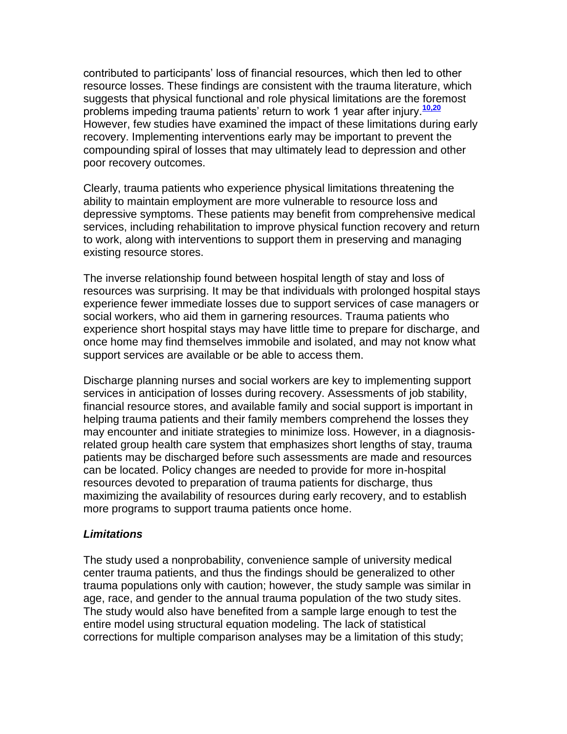contributed to participants' loss of financial resources, which then led to other resource losses. These findings are consistent with the trauma literature, which suggests that physical functional and role physical limitations are the foremost problems impeding trauma patients' return to work 1 year after injury.[10,20] However, few studies have examined the impact of these limitations during early recovery. Implementing interventions early may be important to prevent the compounding spiral of losses that may ultimately lead to depression and other poor recovery outcomes.

Clearly, trauma patients who experience physical limitations threatening the ability to maintain employment are more vulnerable to resource loss and depressive symptoms. These patients may benefit from comprehensive medical services, including rehabilitation to improve physical function recovery and return to work, along with interventions to support them in preserving and managing existing resource stores.

The inverse relationship found between hospital length of stay and loss of resources was surprising. It may be that individuals with prolonged hospital stays experience fewer immediate losses due to support services of case managers or social workers, who aid them in garnering resources. Trauma patients who experience short hospital stays may have little time to prepare for discharge, and once home may find themselves immobile and isolated, and may not know what support services are available or be able to access them.

Discharge planning nurses and social workers are key to implementing support services in anticipation of losses during recovery. Assessments of job stability, financial resource stores, and available family and social support is important in helping trauma patients and their family members comprehend the losses they may encounter and initiate strategies to minimize loss. However, in a diagnosis-related group health care system that emphasizes short lengths of stay, trauma patients may be discharged before such assessments are made and resources can be located. Policy changes are needed to provide for more in-hospital resources devoted to preparation of trauma patients for discharge, thus maximizing the availability of resources during early recovery, and to establish more programs to support trauma patients once home.

### *Limitations*

The study used a nonprobability, convenience sample of university medical center trauma patients, and thus the findings should be generalized to other trauma populations only with caution; however, the study sample was similar in age, race, and gender to the annual trauma population of the two study sites. The study would also have benefited from a sample large enough to test the entire model using structural equation modeling. The lack of statistical corrections for multiple comparison analyses may be a limitation of this study;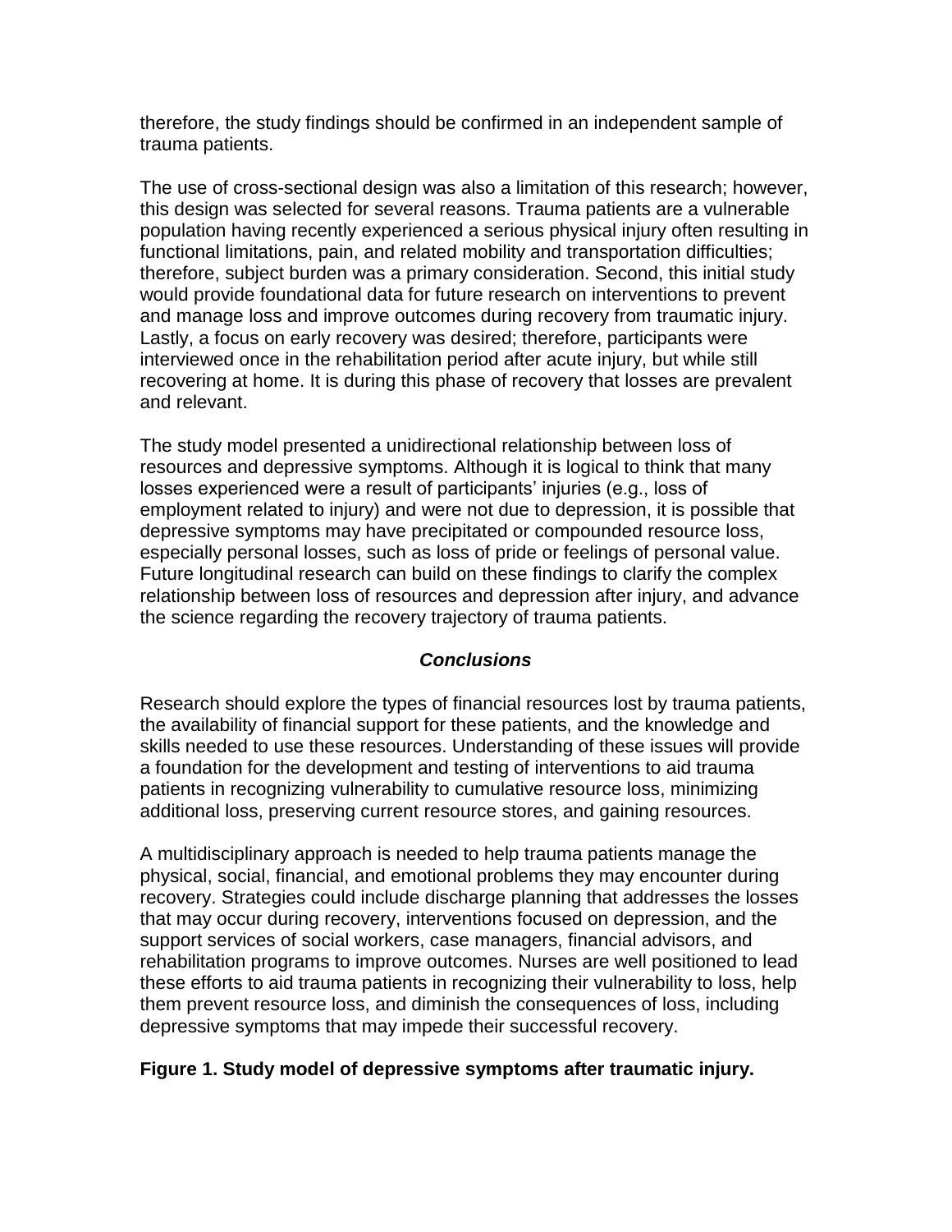therefore, the study findings should be confirmed in an independent sample of trauma patients.

The use of cross-sectional design was also a limitation of this research; however, this design was selected for several reasons. Trauma patients are a vulnerable population having recently experienced a serious physical injury often resulting in functional limitations, pain, and related mobility and transportation difficulties; therefore, subject burden was a primary consideration. Second, this initial study would provide foundational data for future research on interventions to prevent and manage loss and improve outcomes during recovery from traumatic injury. Lastly, a focus on early recovery was desired; therefore, participants were interviewed once in the rehabilitation period after acute injury, but while still recovering at home. It is during this phase of recovery that losses are prevalent and relevant.

The study model presented a unidirectional relationship between loss of resources and depressive symptoms. Although it is logical to think that many losses experienced were a result of participants' injuries (e.g., loss of employment related to injury) and were not due to depression, it is possible that depressive symptoms may have precipitated or compounded resource loss, especially personal losses, such as loss of pride or feelings of personal value. Future longitudinal research can build on these findings to clarify the complex relationship between loss of resources and depression after injury, and advance the science regarding the recovery trajectory of trauma patients.

## ***Conclusions***

Research should explore the types of financial resources lost by trauma patients, the availability of financial support for these patients, and the knowledge and skills needed to use these resources. Understanding of these issues will provide a foundation for the development and testing of interventions to aid trauma patients in recognizing vulnerability to cumulative resource loss, minimizing additional loss, preserving current resource stores, and gaining resources.

A multidisciplinary approach is needed to help trauma patients manage the physical, social, financial, and emotional problems they may encounter during recovery. Strategies could include discharge planning that addresses the losses that may occur during recovery, interventions focused on depression, and the support services of social workers, case managers, financial advisors, and rehabilitation programs to improve outcomes. Nurses are well positioned to lead these efforts to aid trauma patients in recognizing their vulnerability to loss, help them prevent resource loss, and diminish the consequences of loss, including depressive symptoms that may impede their successful recovery.

**Figure 1. Study model of depressive symptoms after traumatic injury.**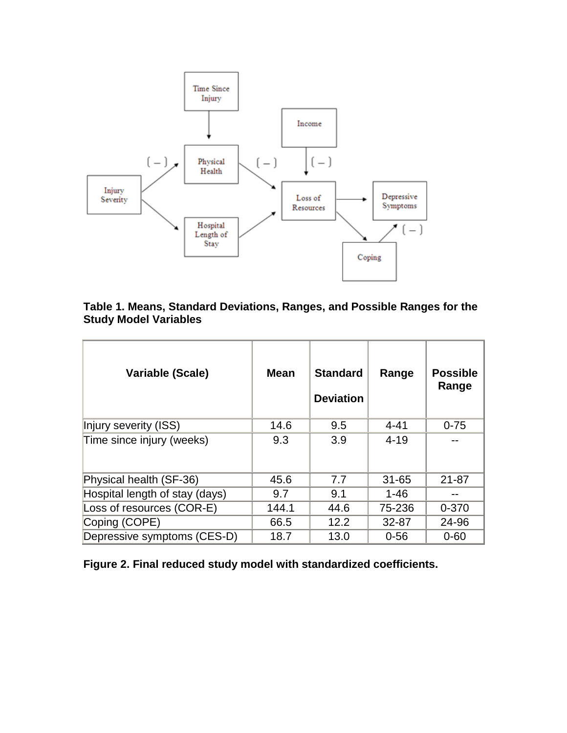Time Since Injury

Income

( – )

Physical Health

( – )

( – )

Injury Severity

Loss of Resources

Depressive Symptoms

Hospital Length of Stay

( – )

Coping

**Table 1. Means, Standard Deviations, Ranges, and Possible Ranges for the Study Model Variables**

| Variable (Scale) | Mean | Standard Deviation | Range | Possible Range |
|---|---|---|---|---|
| Injury severity (ISS) | 14.6 | 9.5 | 4-41 | 0-75 |
| Time since injury (weeks) | 9.3 | 3.9 | 4-19 | -- |
| Physical health (SF-36) | 45.6 | 7.7 | 31-65 | 21-87 |
| Hospital length of stay (days) | 9.7 | 9.1 | 1-46 | -- |
| Loss of resources (COR-E) | 144.1 | 44.6 | 75-236 | 0-370 |
| Coping (COPE) | 66.5 | 12.2 | 32-87 | 24-96 |
| Depressive symptoms (CES-D) | 18.7 | 13.0 | 0-56 | 0-60 |

**Figure 2. Final reduced study model with standardized coefficients.**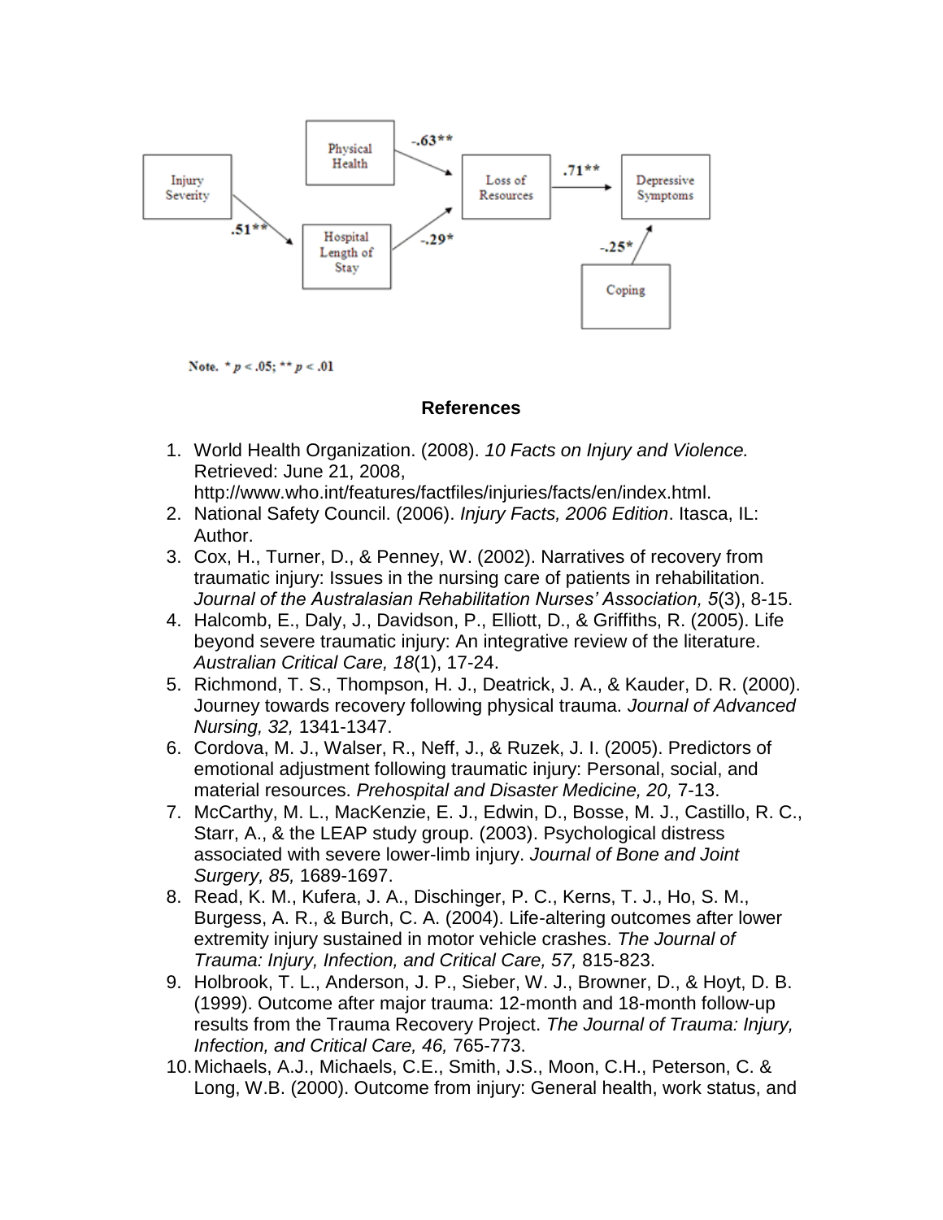Physical Health

Injury Severity

Hospital Length of Stay

Loss of Resources

Depressive Symptoms

Coping

-.63**

.51**

-.29*

.71**

-.25*

Note. * $p < .05$; ** $p < .01$

## References

1. World Health Organization. (2008). *10 Facts on Injury and Violence.* Retrieved: June 21, 2008, http://www.who.int/features/factfiles/injuries/facts/en/index.html.
2. National Safety Council. (2006). *Injury Facts, 2006 Edition*. Itasca, IL: Author.
3. Cox, H., Turner, D., & Penney, W. (2002). Narratives of recovery from traumatic injury: Issues in the nursing care of patients in rehabilitation. *Journal of the Australasian Rehabilitation Nurses' Association, 5*(3), 8-15.
4. Halcomb, E., Daly, J., Davidson, P., Elliott, D., & Griffiths, R. (2005). Life beyond severe traumatic injury: An integrative review of the literature. *Australian Critical Care, 18*(1), 17-24.
5. Richmond, T. S., Thompson, H. J., Deatrick, J. A., & Kauder, D. R. (2000). Journey towards recovery following physical trauma. *Journal of Advanced Nursing, 32,* 1341-1347.
6. Cordova, M. J., Walser, R., Neff, J., & Ruzek, J. I. (2005). Predictors of emotional adjustment following traumatic injury: Personal, social, and material resources. *Prehospital and Disaster Medicine, 20,* 7-13.
7. McCarthy, M. L., MacKenzie, E. J., Edwin, D., Bosse, M. J., Castillo, R. C., Starr, A., & the LEAP study group. (2003). Psychological distress associated with severe lower-limb injury. *Journal of Bone and Joint Surgery, 85,* 1689-1697.
8. Read, K. M., Kufera, J. A., Dischinger, P. C., Kerns, T. J., Ho, S. M., Burgess, A. R., & Burch, C. A. (2004). Life-altering outcomes after lower extremity injury sustained in motor vehicle crashes. *The Journal of Trauma: Injury, Infection, and Critical Care, 57,* 815-823.
9. Holbrook, T. L., Anderson, J. P., Sieber, W. J., Browner, D., & Hoyt, D. B. (1999). Outcome after major trauma: 12-month and 18-month follow-up results from the Trauma Recovery Project. *The Journal of Trauma: Injury, Infection, and Critical Care, 46,* 765-773.
10. Michaels, A.J., Michaels, C.E., Smith, J.S., Moon, C.H., Peterson, C. & Long, W.B. (2000). Outcome from injury: General health, work status, and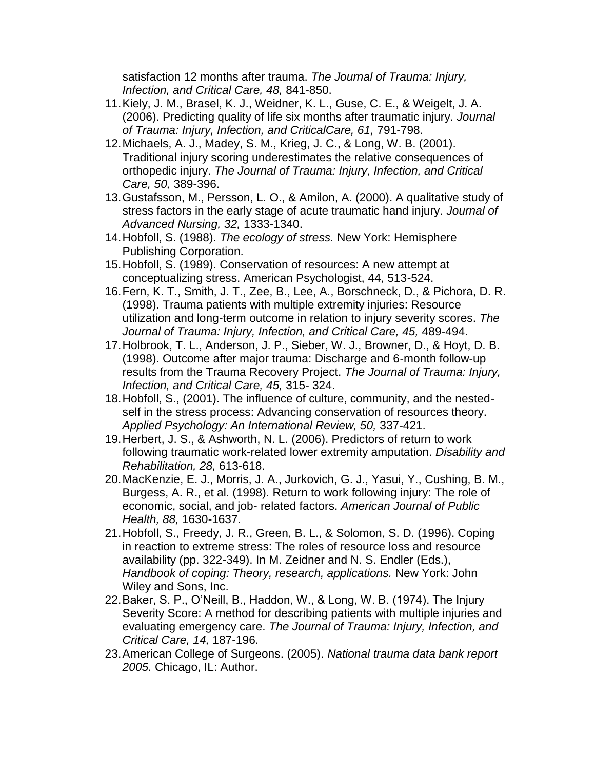satisfaction 12 months after trauma. *The Journal of Trauma: Injury, Infection, and Critical Care, 48,* 841-850.

11. Kiely, J. M., Brasel, K. J., Weidner, K. L., Guse, C. E., & Weigelt, J. A. (2006). Predicting quality of life six months after traumatic injury. *Journal of Trauma: Injury, Infection, and CriticalCare, 61,* 791-798.
12. Michaels, A. J., Madey, S. M., Krieg, J. C., & Long, W. B. (2001). Traditional injury scoring underestimates the relative consequences of orthopedic injury. *The Journal of Trauma: Injury, Infection, and Critical Care, 50,* 389-396.
13. Gustafsson, M., Persson, L. O., & Amilon, A. (2000). A qualitative study of stress factors in the early stage of acute traumatic hand injury. *Journal of Advanced Nursing, 32,* 1333-1340.
14. Hobfoll, S. (1988). *The ecology of stress.* New York: Hemisphere Publishing Corporation.
15. Hobfoll, S. (1989). Conservation of resources: A new attempt at conceptualizing stress. American Psychologist, 44, 513-524.
16. Fern, K. T., Smith, J. T., Zee, B., Lee, A., Borschneck, D., & Pichora, D. R. (1998). Trauma patients with multiple extremity injuries: Resource utilization and long-term outcome in relation to injury severity scores. *The Journal of Trauma: Injury, Infection, and Critical Care, 45,* 489-494.
17. Holbrook, T. L., Anderson, J. P., Sieber, W. J., Browner, D., & Hoyt, D. B. (1998). Outcome after major trauma: Discharge and 6-month follow-up results from the Trauma Recovery Project. *The Journal of Trauma: Injury, Infection, and Critical Care, 45,* 315- 324.
18. Hobfoll, S., (2001). The influence of culture, community, and the nested-self in the stress process: Advancing conservation of resources theory. *Applied Psychology: An International Review, 50,* 337-421.
19. Herbert, J. S., & Ashworth, N. L. (2006). Predictors of return to work following traumatic work-related lower extremity amputation. *Disability and Rehabilitation, 28,* 613-618.
20. MacKenzie, E. J., Morris, J. A., Jurkovich, G. J., Yasui, Y., Cushing, B. M., Burgess, A. R., et al. (1998). Return to work following injury: The role of economic, social, and job- related factors. *American Journal of Public Health, 88,* 1630-1637.
21. Hobfoll, S., Freedy, J. R., Green, B. L., & Solomon, S. D. (1996). Coping in reaction to extreme stress: The roles of resource loss and resource availability (pp. 322-349). In M. Zeidner and N. S. Endler (Eds.), *Handbook of coping: Theory, research, applications.* New York: John Wiley and Sons, Inc.
22. Baker, S. P., O'Neill, B., Haddon, W., & Long, W. B. (1974). The Injury Severity Score: A method for describing patients with multiple injuries and evaluating emergency care. *The Journal of Trauma: Injury, Infection, and Critical Care, 14,* 187-196.
23. American College of Surgeons. (2005). *National trauma data bank report 2005.* Chicago, IL: Author.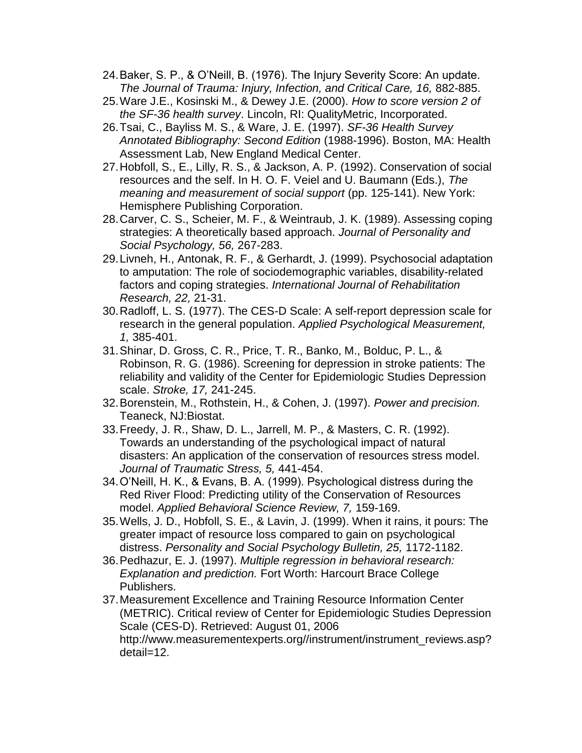24. Baker, S. P., & O'Neill, B. (1976). The Injury Severity Score: An update. *The Journal of Trauma: Injury, Infection, and Critical Care, 16,* 882-885.
25. Ware J.E., Kosinski M., & Dewey J.E. (2000). *How to score version 2 of the SF-36 health survey*. Lincoln, RI: QualityMetric, Incorporated.
26. Tsai, C., Bayliss M. S., & Ware, J. E. (1997). *SF-36 Health Survey Annotated Bibliography: Second Edition* (1988-1996). Boston, MA: Health Assessment Lab, New England Medical Center.
27. Hobfoll, S., E., Lilly, R. S., & Jackson, A. P. (1992). Conservation of social resources and the self. In H. O. F. Veiel and U. Baumann (Eds.), *The meaning and measurement of social support* (pp. 125-141). New York: Hemisphere Publishing Corporation.
28. Carver, C. S., Scheier, M. F., & Weintraub, J. K. (1989). Assessing coping strategies: A theoretically based approach. *Journal of Personality and Social Psychology, 56,* 267-283.
29. Livneh, H., Antonak, R. F., & Gerhardt, J. (1999). Psychosocial adaptation to amputation: The role of sociodemographic variables, disability-related factors and coping strategies. *International Journal of Rehabilitation Research, 22,* 21-31.
30. Radloff, L. S. (1977). The CES-D Scale: A self-report depression scale for research in the general population. *Applied Psychological Measurement, 1,* 385-401.
31. Shinar, D. Gross, C. R., Price, T. R., Banko, M., Bolduc, P. L., & Robinson, R. G. (1986). Screening for depression in stroke patients: The reliability and validity of the Center for Epidemiologic Studies Depression scale. *Stroke, 17,* 241-245.
32. Borenstein, M., Rothstein, H., & Cohen, J. (1997). *Power and precision.* Teaneck, NJ:Biostat.
33. Freedy, J. R., Shaw, D. L., Jarrell, M. P., & Masters, C. R. (1992). Towards an understanding of the psychological impact of natural disasters: An application of the conservation of resources stress model. *Journal of Traumatic Stress, 5,* 441-454.
34. O'Neill, H. K., & Evans, B. A. (1999). Psychological distress during the Red River Flood: Predicting utility of the Conservation of Resources model. *Applied Behavioral Science Review, 7,* 159-169.
35. Wells, J. D., Hobfoll, S. E., & Lavin, J. (1999). When it rains, it pours: The greater impact of resource loss compared to gain on psychological distress. *Personality and Social Psychology Bulletin, 25,* 1172-1182.
36. Pedhazur, E. J. (1997). *Multiple regression in behavioral research: Explanation and prediction.* Fort Worth: Harcourt Brace College Publishers.
37. Measurement Excellence and Training Resource Information Center (METRIC). Critical review of Center for Epidemiologic Studies Depression Scale (CES-D). Retrieved: August 01, 2006 http://www.measurementexperts.org//instrument/instrument_reviews.asp?detail=12.